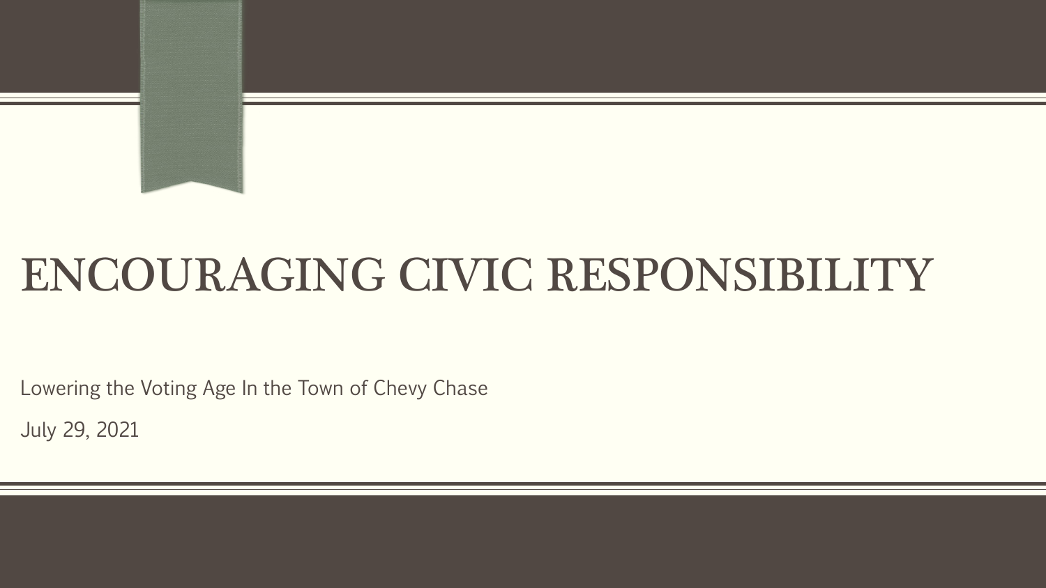# ENCOURAGING CIVIC RESPONSIBILITY

Lowering the Voting Age In the Town of Chevy Chase

July 29, 2021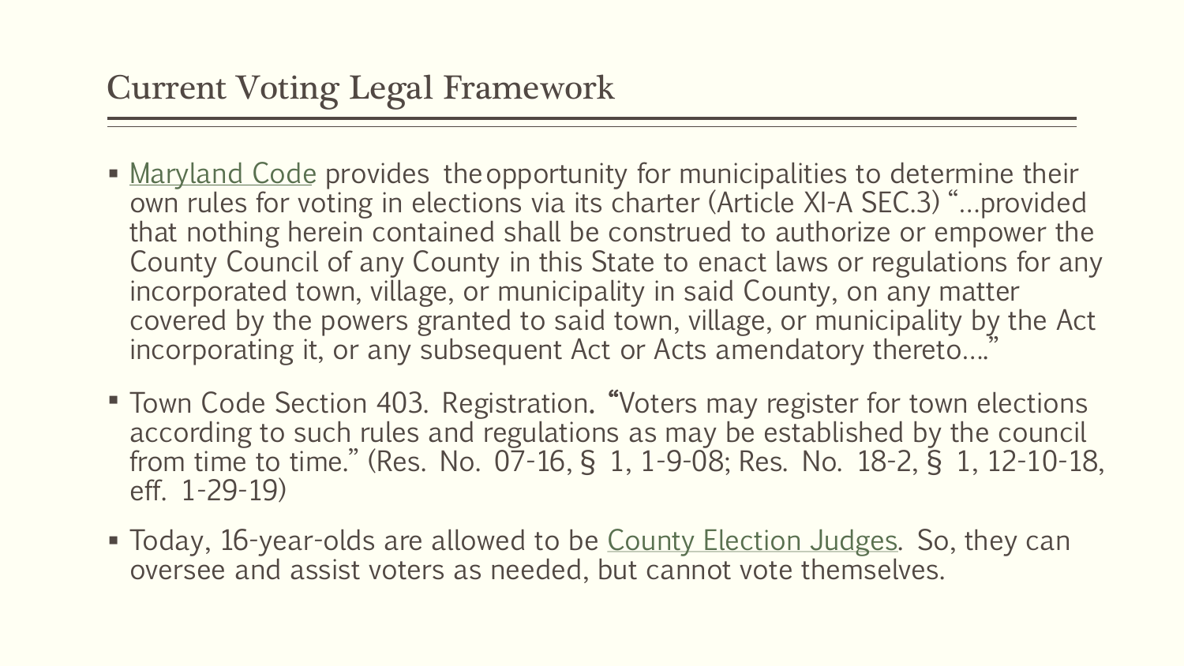## Current Voting Legal Framework

- Maryland Code provides the opportunity for municipalities to determine their own rules for voting in elections via its charter (Article XI-A SEC.3) "…provided that nothing herein contained shall be construed to authorize or empower the County Council of any County in this State to enact laws or regulations for any incorporated town, village, or municipality in said County, on any matter covered by the powers granted to said town, village, or municipality by the Act incorporating it, or any subsequent Act or Acts amendatory thereto…."
- Town Code Section 403. Registration. "Voters may register for town elections according to such rules and regulations as may be established by the council from time to time." (Res. No. 07-16, § 1, 1-9-08; Res. No. 18-2, § 1, 12-10-18, eff. 1-29-19)
- Today, 16-year-olds are allowed to be County Election Judges. So, they can oversee and assist voters as needed, but cannot vote themselves.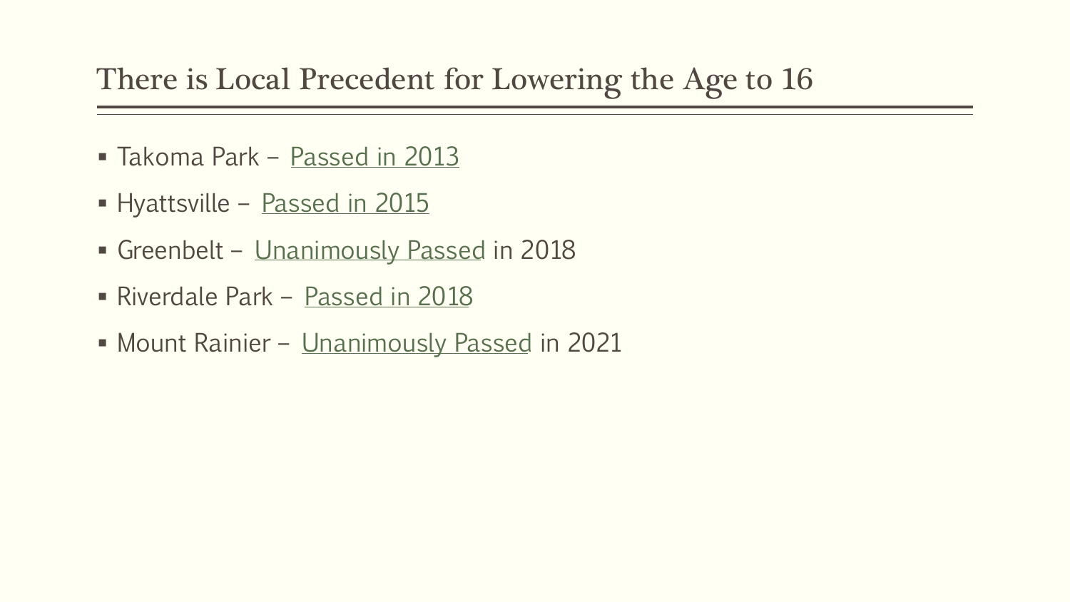## There is Local Precedent for Lowering the Age to 16

- Takoma Park – Passed in 2013
- Hyattsville – Passed in 2015
- Greenbelt – Unanimously Passed in 2018
- Riverdale Park – Passed in 2018
- Mount Rainier – Unanimously Passed in 2021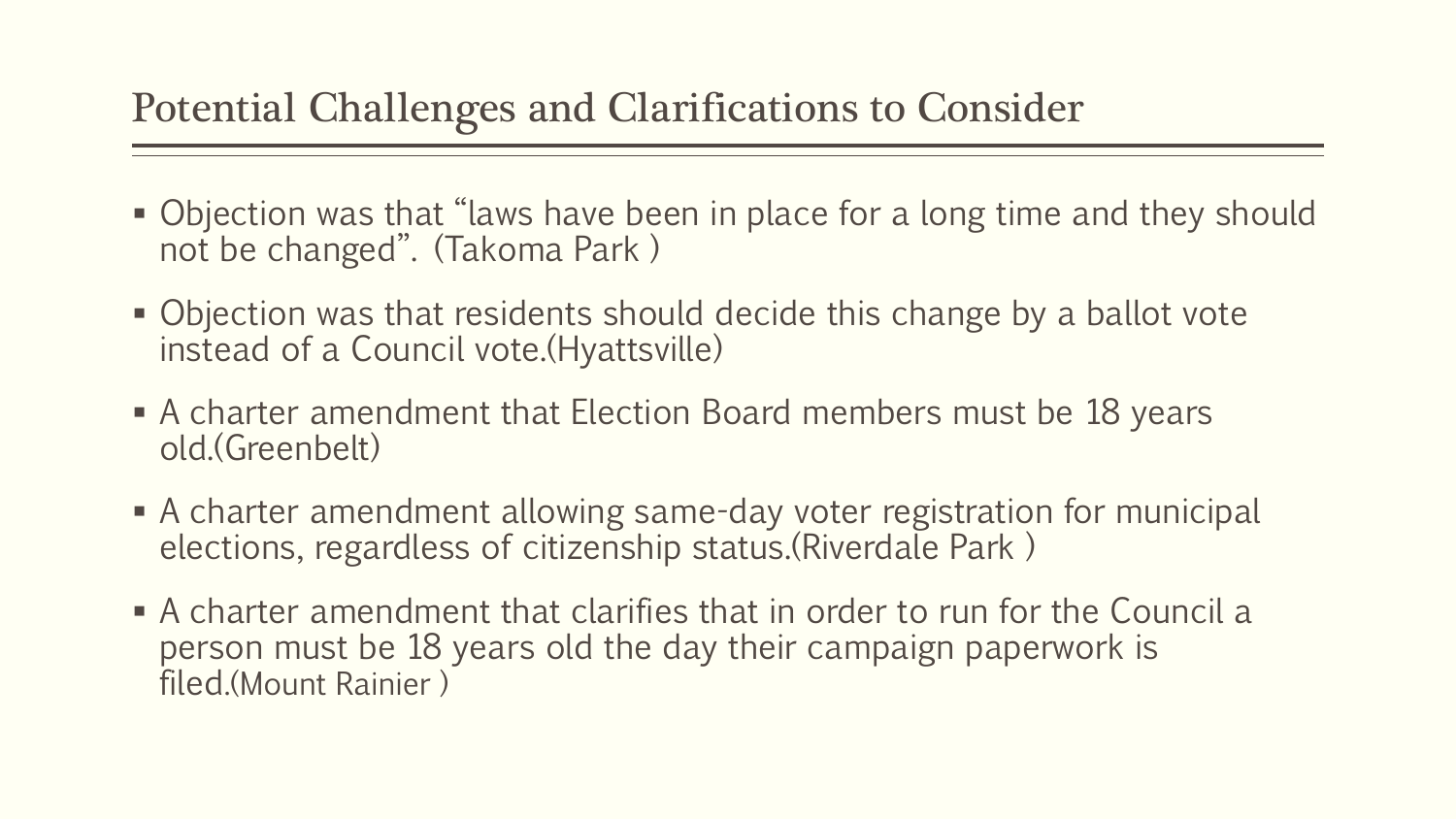## Potential Challenges and Clarifications to Consider

- Objection was that "laws have been in place for a long time and they should not be changed". (Takoma Park )
- Objection was that residents should decide this change by a ballot vote instead of a Council vote.(Hyattsville)
- A charter amendment that Election Board members must be 18 years old.(Greenbelt)
- A charter amendment allowing same-day voter registration for municipal elections, regardless of citizenship status.(Riverdale Park )
- A charter amendment that clarifies that in order to run for the Council a person must be 18 years old the day their campaign paperwork is filed.(Mount Rainier )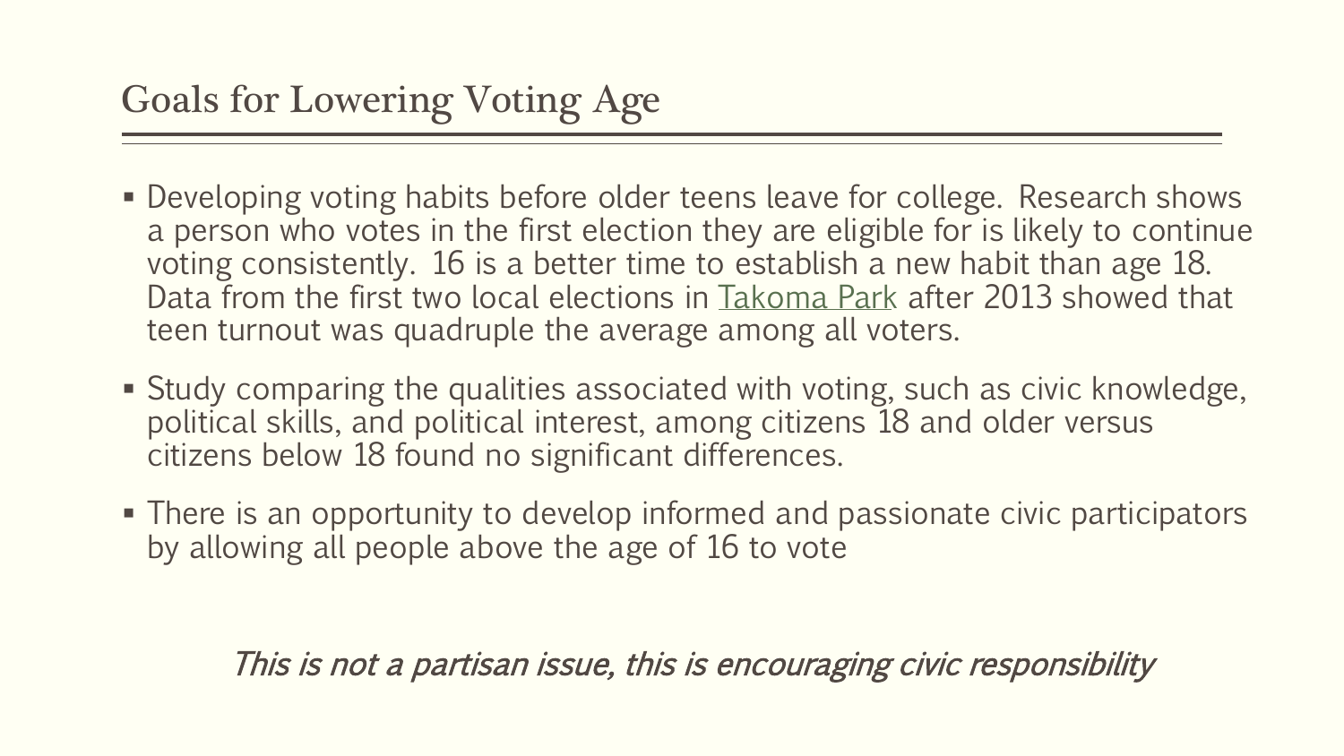# Goals for Lowering Voting Age

- Developing voting habits before older teens leave for college. Research shows a person who votes in the first election they are eligible for is likely to continue voting consistently. 16 is a better time to establish a new habit than age 18. Data from the first two local elections in Takoma Park after 2013 showed that teen turnout was quadruple the average among all voters.
- Study comparing the qualities associated with voting, such as civic knowledge, political skills, and political interest, among citizens 18 and older versus citizens below 18 found no significant differences.
- There is an opportunity to develop informed and passionate civic participators by allowing all people above the age of 16 to vote

*This is not a partisan issue, this is encouraging civic responsibility*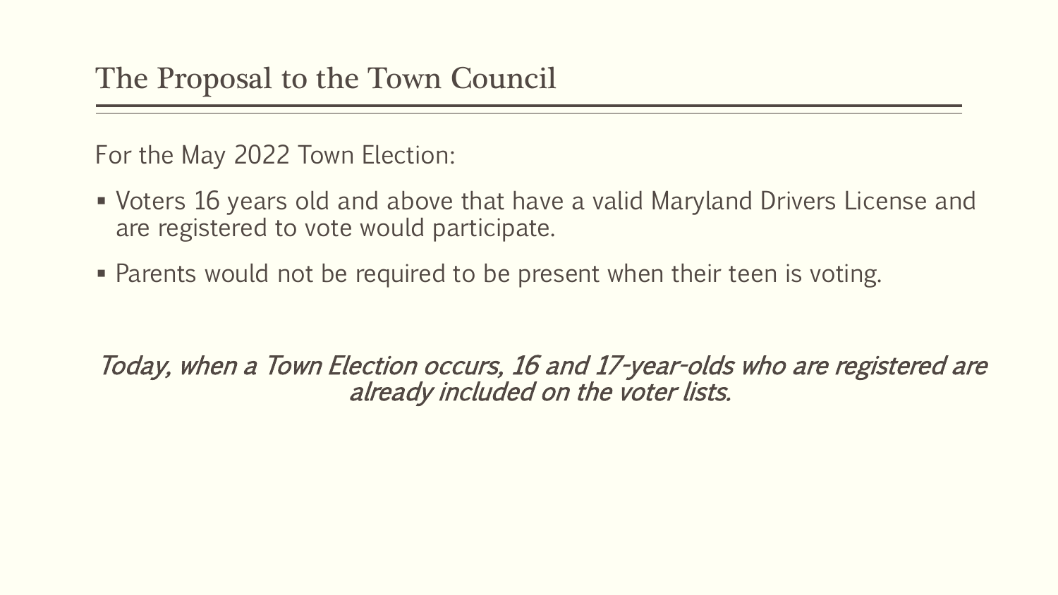# The Proposal to the Town Council

For the May 2022 Town Election:

- Voters 16 years old and above that have a valid Maryland Drivers License and are registered to vote would participate.
- Parents would not be required to be present when their teen is voting.

*Today, when a Town Election occurs, 16 and 17-year-olds who are registered are already included on the voter lists.*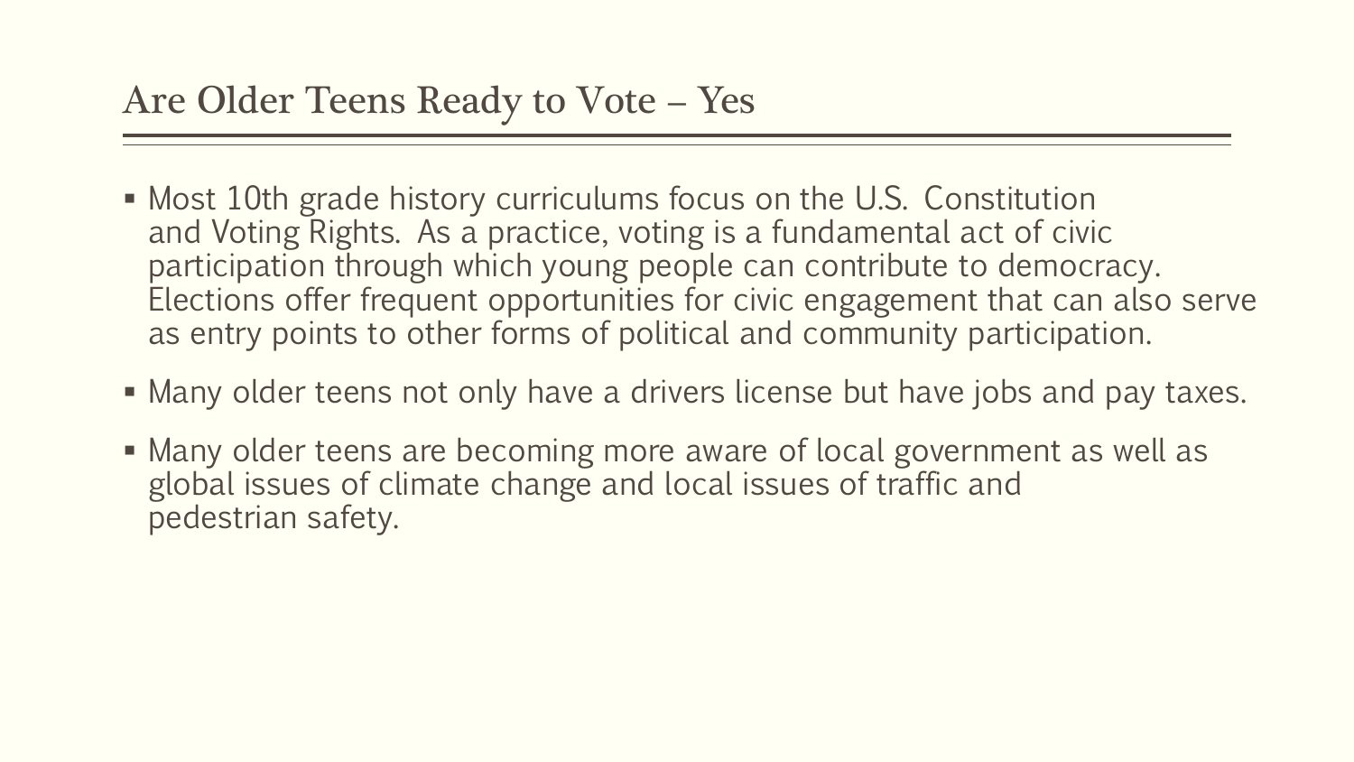## Are Older Teens Ready to Vote – Yes

- Most 10th grade history curriculums focus on the U.S. Constitution and Voting Rights. As a practice, voting is a fundamental act of civic participation through which young people can contribute to democracy. Elections offer frequent opportunities for civic engagement that can also serve as entry points to other forms of political and community participation.
- Many older teens not only have a drivers license but have jobs and pay taxes.
- Many older teens are becoming more aware of local government as well as global issues of climate change and local issues of traffic and pedestrian safety.